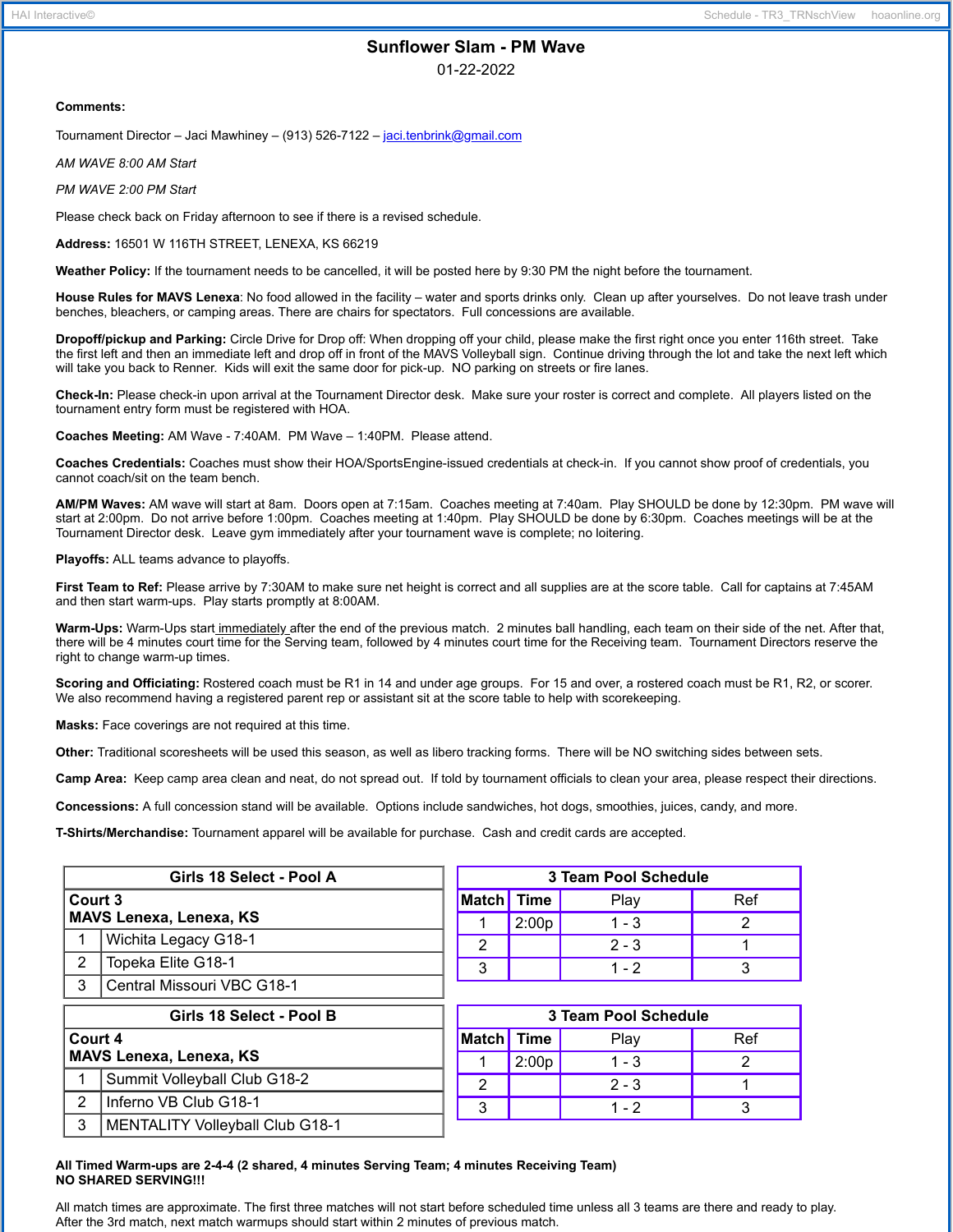# Sunflower Slam - PM Wave

01-22-2022

**Comments:**

Tournament Director – Jaci Mawhiney – (913) 526-7122 – jaci.tenbrink@gmail.com

*AM WAVE 8:00 AM Start*

*PM WAVE 2:00 PM Start*

Please check back on Friday afternoon to see if there is a revised schedule.

**Address:** 16501 W 116TH STREET, LENEXA, KS 66219

**Weather Policy:** If the tournament needs to be cancelled, it will be posted here by 9:30 PM the night before the tournament.

**House Rules for MAVS Lenexa**: No food allowed in the facility – water and sports drinks only. Clean up after yourselves. Do not leave trash under benches, bleachers, or camping areas. There are chairs for spectators. Full concessions are available.

**Dropoff/pickup and Parking:** Circle Drive for Drop off: When dropping off your child, please make the first right once you enter 116th street. Take the first left and then an immediate left and drop off in front of the MAVS Volleyball sign. Continue driving through the lot and take the next left which will take you back to Renner. Kids will exit the same door for pick-up. NO parking on streets or fire lanes.

**Check-In:** Please check-in upon arrival at the Tournament Director desk. Make sure your roster is correct and complete. All players listed on the tournament entry form must be registered with HOA.

**Coaches Meeting:** AM Wave - 7:40AM. PM Wave – 1:40PM. Please attend.

**Coaches Credentials:** Coaches must show their HOA/SportsEngine-issued credentials at check-in. If you cannot show proof of credentials, you cannot coach/sit on the team bench.

**AM/PM Waves:** AM wave will start at 8am. Doors open at 7:15am. Coaches meeting at 7:40am. Play SHOULD be done by 12:30pm. PM wave will start at 2:00pm. Do not arrive before 1:00pm. Coaches meeting at 1:40pm. Play SHOULD be done by 6:30pm. Coaches meetings will be at the Tournament Director desk. Leave gym immediately after your tournament wave is complete; no loitering.

**Playoffs:** ALL teams advance to playoffs.

**First Team to Ref:** Please arrive by 7:30AM to make sure net height is correct and all supplies are at the score table. Call for captains at 7:45AM and then start warm-ups. Play starts promptly at 8:00AM.

**Warm-Ups:** Warm-Ups start immediately after the end of the previous match. 2 minutes ball handling, each team on their side of the net. After that, there will be 4 minutes court time for the Serving team, followed by 4 minutes court time for the Receiving team. Tournament Directors reserve the right to change warm-up times.

**Scoring and Officiating:** Rostered coach must be R1 in 14 and under age groups. For 15 and over, a rostered coach must be R1, R2, or scorer. We also recommend having a registered parent rep or assistant sit at the score table to help with scorekeeping.

**Masks:** Face coverings are not required at this time.

**Other:** Traditional scoresheets will be used this season, as well as libero tracking forms. There will be NO switching sides between sets.

**Camp Area:** Keep camp area clean and neat, do not spread out. If told by tournament officials to clean your area, please respect their directions.

**Concessions:** A full concession stand will be available. Options include sandwiches, hot dogs, smoothies, juices, candy, and more.

**T-Shirts/Merchandise:** Tournament apparel will be available for purchase. Cash and credit cards are accepted.

| Girls 18 Select - Pool A | |
|---|---|
| **Court 3 MAVS Lenexa, Lenexa, KS** | |
| 1 | Wichita Legacy G18-1 |
| 2 | Topeka Elite G18-1 |
| 3 | Central Missouri VBC G18-1 |

| 3 Team Pool Schedule | | | |
|---|---|---|---|
| **Match** | **Time** | **Play** | **Ref** |
| 1 | 2:00p | 1 - 3 | 2 |
| 2 | | 2 - 3 | 1 |
| 3 | | 1 - 2 | 3 |

| Girls 18 Select - Pool B | |
|---|---|
| **Court 4 MAVS Lenexa, Lenexa, KS** | |
| 1 | Summit Volleyball Club G18-2 |
| 2 | Inferno VB Club G18-1 |
| 3 | MENTALITY Volleyball Club G18-1 |

| 3 Team Pool Schedule | | | |
|---|---|---|---|
| **Match** | **Time** | **Play** | **Ref** |
| 1 | 2:00p | 1 - 3 | 2 |
| 2 | | 2 - 3 | 1 |
| 3 | | 1 - 2 | 3 |

**All Timed Warm-ups are 2-4-4 (2 shared, 4 minutes Serving Team; 4 minutes Receiving Team)**
**NO SHARED SERVING!!!**

All match times are approximate. The first three matches will not start before scheduled time unless all 3 teams are there and ready to play. After the 3rd match, next match warmups should start within 2 minutes of previous match.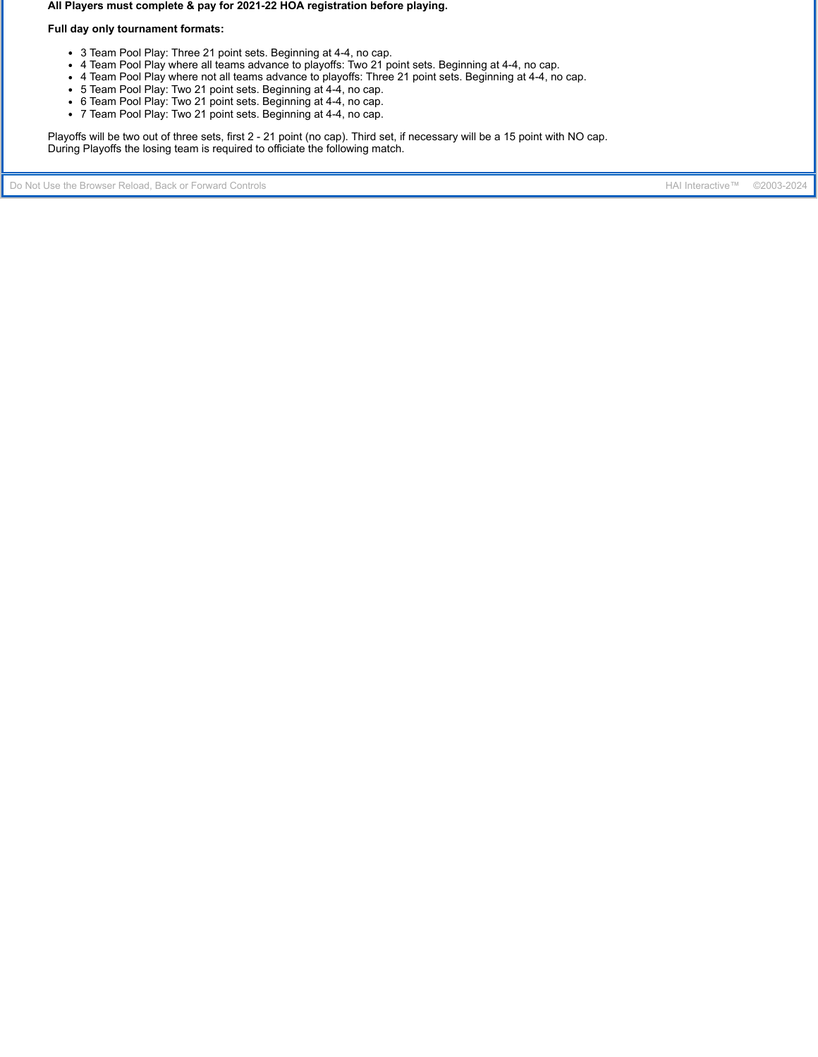**All Players must complete & pay for 2021-22 HOA registration before playing.**

**Full day only tournament formats:**

- 3 Team Pool Play: Three 21 point sets. Beginning at 4-4, no cap.
- 4 Team Pool Play where all teams advance to playoffs: Two 21 point sets. Beginning at 4-4, no cap.
- 4 Team Pool Play where not all teams advance to playoffs: Three 21 point sets. Beginning at 4-4, no cap.
- 5 Team Pool Play: Two 21 point sets. Beginning at 4-4, no cap.
- 6 Team Pool Play: Two 21 point sets. Beginning at 4-4, no cap.
- 7 Team Pool Play: Two 21 point sets. Beginning at 4-4, no cap.

Playoffs will be two out of three sets, first 2 - 21 point (no cap). Third set, if necessary will be a 15 point with NO cap.
During Playoffs the losing team is required to officiate the following match.

Do Not Use the Browser Reload, Back or Forward Controls

HAI Interactive™ ©2003-2024